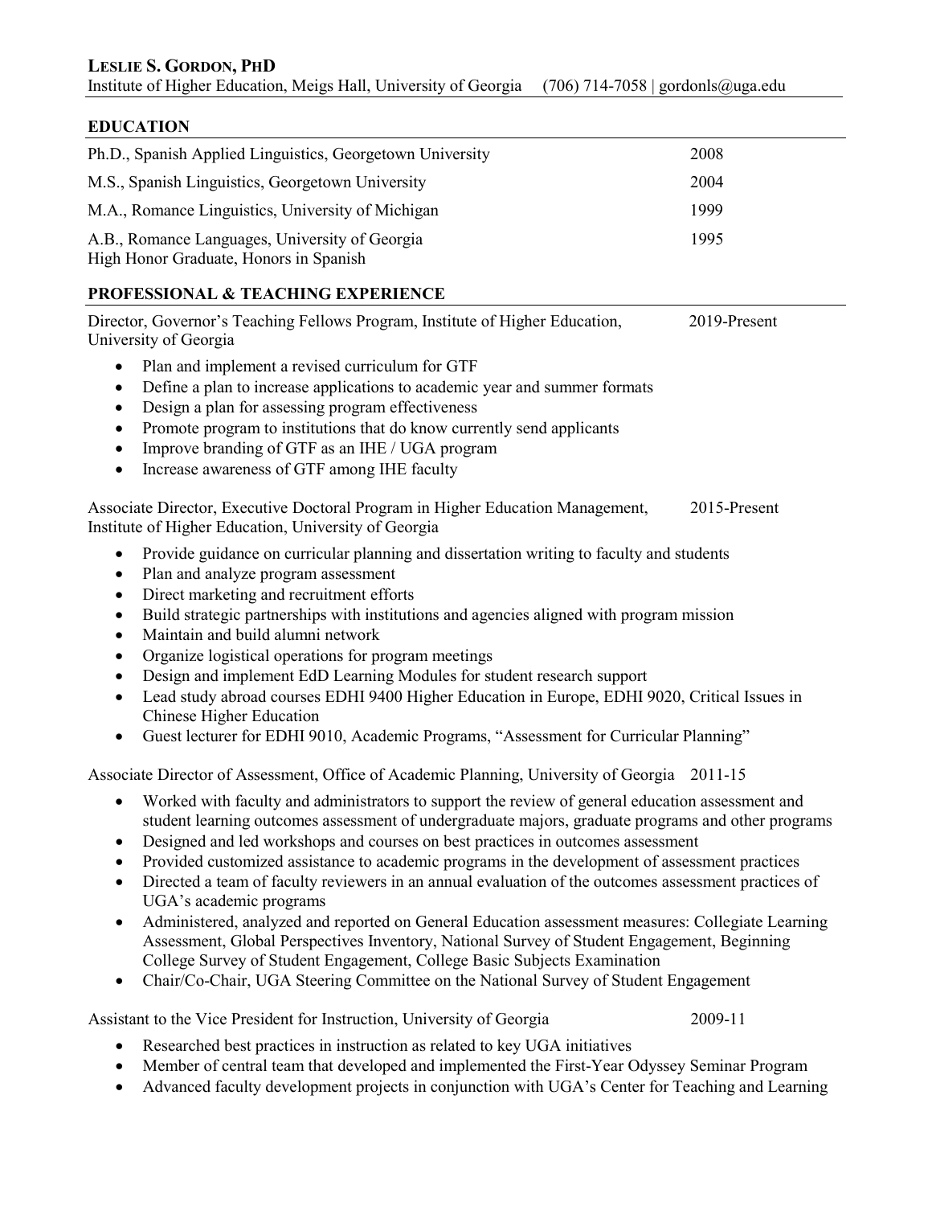**LESLIE S. GORDON, PHD**

Institute of Higher Education, Meigs Hall, University of Georgia (706) 714-7058 | gordonls@uga.edu

## EDUCATION

Ph.D., Spanish Applied Linguistics, Georgetown University 2008

M.S., Spanish Linguistics, Georgetown University 2004

M.A., Romance Linguistics, University of Michigan 1999

A.B., Romance Languages, University of Georgia 1995
High Honor Graduate, Honors in Spanish

## PROFESSIONAL & TEACHING EXPERIENCE

Director, Governor's Teaching Fellows Program, Institute of Higher Education, University of Georgia 2019-Present

- Plan and implement a revised curriculum for GTF
- Define a plan to increase applications to academic year and summer formats
- Design a plan for assessing program effectiveness
- Promote program to institutions that do know currently send applicants
- Improve branding of GTF as an IHE / UGA program
- Increase awareness of GTF among IHE faculty

Associate Director, Executive Doctoral Program in Higher Education Management, Institute of Higher Education, University of Georgia 2015-Present

- Provide guidance on curricular planning and dissertation writing to faculty and students
- Plan and analyze program assessment
- Direct marketing and recruitment efforts
- Build strategic partnerships with institutions and agencies aligned with program mission
- Maintain and build alumni network
- Organize logistical operations for program meetings
- Design and implement EdD Learning Modules for student research support
- Lead study abroad courses EDHI 9400 Higher Education in Europe, EDHI 9020, Critical Issues in Chinese Higher Education
- Guest lecturer for EDHI 9010, Academic Programs, "Assessment for Curricular Planning"

Associate Director of Assessment, Office of Academic Planning, University of Georgia 2011-15

- Worked with faculty and administrators to support the review of general education assessment and student learning outcomes assessment of undergraduate majors, graduate programs and other programs
- Designed and led workshops and courses on best practices in outcomes assessment
- Provided customized assistance to academic programs in the development of assessment practices
- Directed a team of faculty reviewers in an annual evaluation of the outcomes assessment practices of UGA's academic programs
- Administered, analyzed and reported on General Education assessment measures: Collegiate Learning Assessment, Global Perspectives Inventory, National Survey of Student Engagement, Beginning College Survey of Student Engagement, College Basic Subjects Examination
- Chair/Co-Chair, UGA Steering Committee on the National Survey of Student Engagement

Assistant to the Vice President for Instruction, University of Georgia 2009-11

- Researched best practices in instruction as related to key UGA initiatives
- Member of central team that developed and implemented the First-Year Odyssey Seminar Program
- Advanced faculty development projects in conjunction with UGA's Center for Teaching and Learning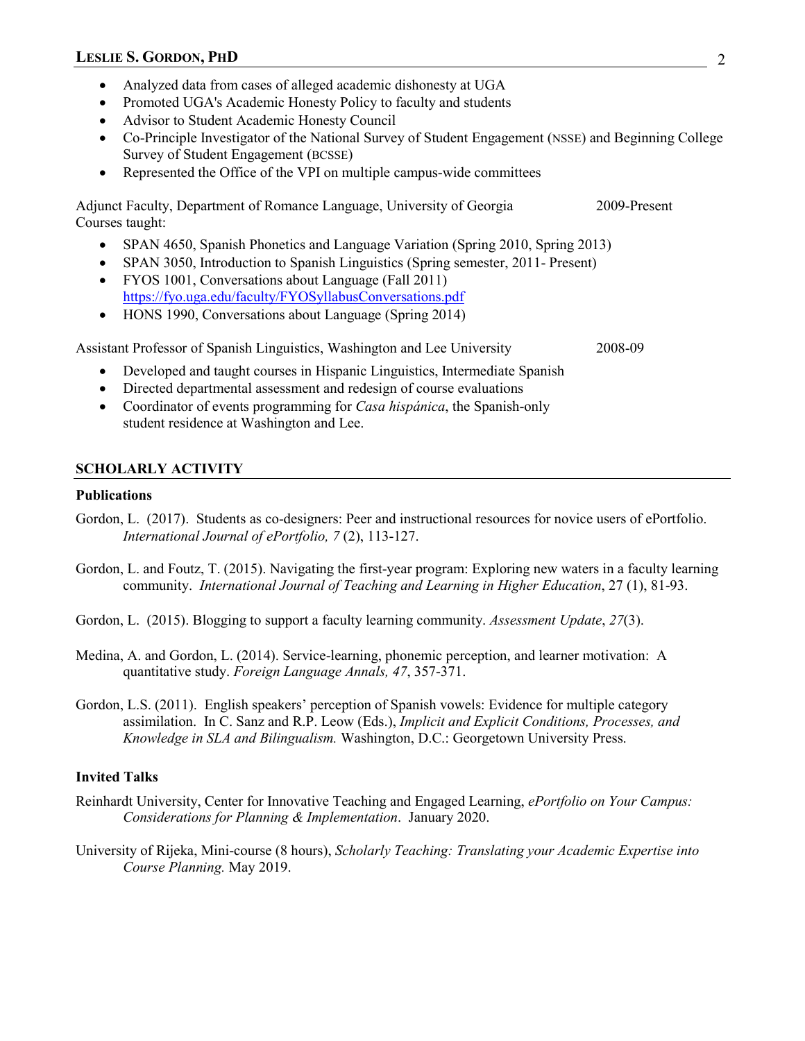- Analyzed data from cases of alleged academic dishonesty at UGA
- Promoted UGA's Academic Honesty Policy to faculty and students
- Advisor to Student Academic Honesty Council
- Co-Principle Investigator of the National Survey of Student Engagement (NSSE) and Beginning College Survey of Student Engagement (BCSSE)
- Represented the Office of the VPI on multiple campus-wide committees

Adjunct Faculty, Department of Romance Language, University of Georgia 2009-Present
Courses taught:

- SPAN 4650, Spanish Phonetics and Language Variation (Spring 2010, Spring 2013)
- SPAN 3050, Introduction to Spanish Linguistics (Spring semester, 2011- Present)
- FYOS 1001, Conversations about Language (Fall 2011)
  https://fyo.uga.edu/faculty/FYOSyllabusConversations.pdf
- HONS 1990, Conversations about Language (Spring 2014)

Assistant Professor of Spanish Linguistics, Washington and Lee University 2008-09

- Developed and taught courses in Hispanic Linguistics, Intermediate Spanish
- Directed departmental assessment and redesign of course evaluations
- Coordinator of events programming for *Casa hispánica*, the Spanish-only student residence at Washington and Lee.

## SCHOLARLY ACTIVITY

### Publications

Gordon, L. (2017). Students as co-designers: Peer and instructional resources for novice users of ePortfolio. *International Journal of ePortfolio, 7* (2), 113-127.

Gordon, L. and Foutz, T. (2015). Navigating the first-year program: Exploring new waters in a faculty learning community. *International Journal of Teaching and Learning in Higher Education*, 27 (1), 81-93.

Gordon, L. (2015). Blogging to support a faculty learning community. *Assessment Update*, *27*(3).

Medina, A. and Gordon, L. (2014). Service-learning, phonemic perception, and learner motivation: A quantitative study. *Foreign Language Annals, 47*, 357-371.

Gordon, L.S. (2011). English speakers' perception of Spanish vowels: Evidence for multiple category assimilation. In C. Sanz and R.P. Leow (Eds.), *Implicit and Explicit Conditions, Processes, and Knowledge in SLA and Bilingualism.* Washington, D.C.: Georgetown University Press.

### Invited Talks

Reinhardt University, Center for Innovative Teaching and Engaged Learning, *ePortfolio on Your Campus: Considerations for Planning & Implementation*. January 2020.

University of Rijeka, Mini-course (8 hours), *Scholarly Teaching: Translating your Academic Expertise into Course Planning.* May 2019.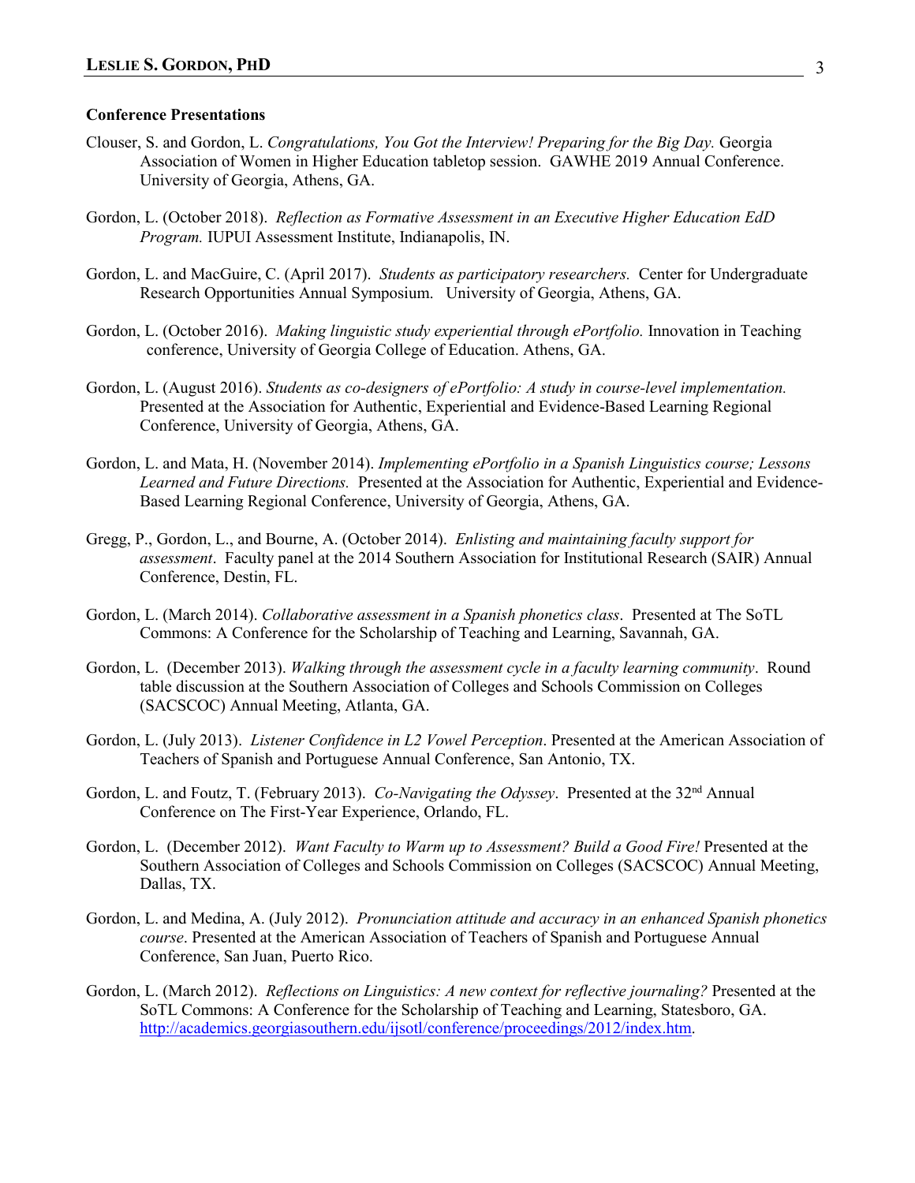**Conference Presentations**

Clouser, S. and Gordon, L. *Congratulations, You Got the Interview! Preparing for the Big Day.* Georgia Association of Women in Higher Education tabletop session. GAWHE 2019 Annual Conference. University of Georgia, Athens, GA.

Gordon, L. (October 2018). *Reflection as Formative Assessment in an Executive Higher Education EdD Program.* IUPUI Assessment Institute, Indianapolis, IN.

Gordon, L. and MacGuire, C. (April 2017). *Students as participatory researchers.* Center for Undergraduate Research Opportunities Annual Symposium. University of Georgia, Athens, GA.

Gordon, L. (October 2016). *Making linguistic study experiential through ePortfolio.* Innovation in Teaching conference, University of Georgia College of Education. Athens, GA.

Gordon, L. (August 2016). *Students as co-designers of ePortfolio: A study in course-level implementation.* Presented at the Association for Authentic, Experiential and Evidence-Based Learning Regional Conference, University of Georgia, Athens, GA.

Gordon, L. and Mata, H. (November 2014). *Implementing ePortfolio in a Spanish Linguistics course; Lessons Learned and Future Directions.* Presented at the Association for Authentic, Experiential and Evidence-Based Learning Regional Conference, University of Georgia, Athens, GA.

Gregg, P., Gordon, L., and Bourne, A. (October 2014). *Enlisting and maintaining faculty support for assessment*. Faculty panel at the 2014 Southern Association for Institutional Research (SAIR) Annual Conference, Destin, FL.

Gordon, L. (March 2014). *Collaborative assessment in a Spanish phonetics class*. Presented at The SoTL Commons: A Conference for the Scholarship of Teaching and Learning, Savannah, GA.

Gordon, L. (December 2013). *Walking through the assessment cycle in a faculty learning community*. Round table discussion at the Southern Association of Colleges and Schools Commission on Colleges (SACSCOC) Annual Meeting, Atlanta, GA.

Gordon, L. (July 2013). *Listener Confidence in L2 Vowel Perception*. Presented at the American Association of Teachers of Spanish and Portuguese Annual Conference, San Antonio, TX.

Gordon, L. and Foutz, T. (February 2013). *Co-Navigating the Odyssey*. Presented at the 32nd Annual Conference on The First-Year Experience, Orlando, FL.

Gordon, L. (December 2012). *Want Faculty to Warm up to Assessment? Build a Good Fire!* Presented at the Southern Association of Colleges and Schools Commission on Colleges (SACSCOC) Annual Meeting, Dallas, TX.

Gordon, L. and Medina, A. (July 2012). *Pronunciation attitude and accuracy in an enhanced Spanish phonetics course*. Presented at the American Association of Teachers of Spanish and Portuguese Annual Conference, San Juan, Puerto Rico.

Gordon, L. (March 2012). *Reflections on Linguistics: A new context for reflective journaling?* Presented at the SoTL Commons: A Conference for the Scholarship of Teaching and Learning, Statesboro, GA. http://academics.georgiasouthern.edu/ijsotl/conference/proceedings/2012/index.htm.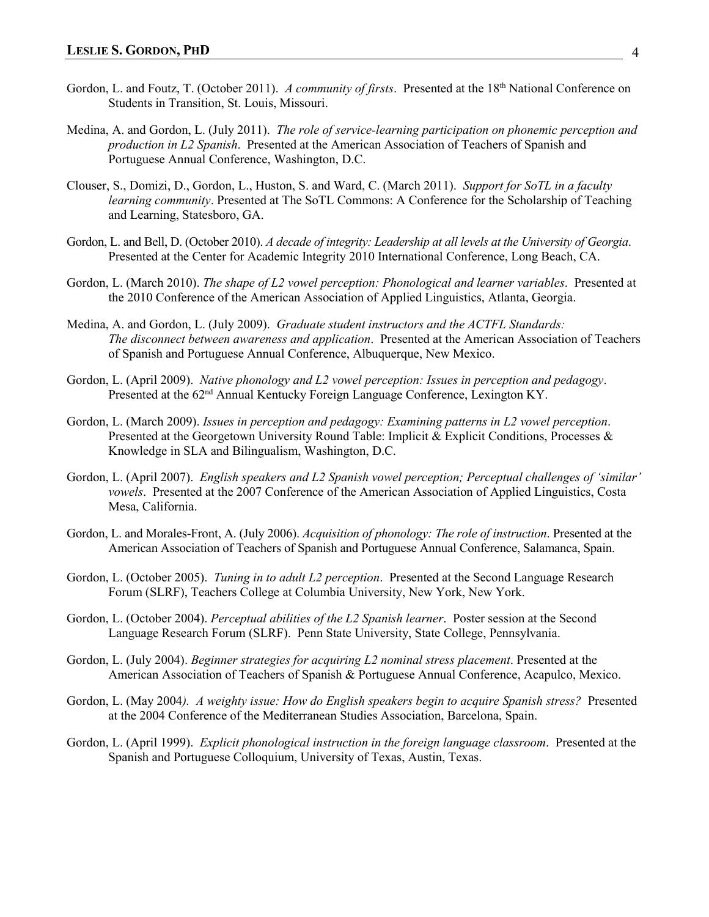Gordon, L. and Foutz, T. (October 2011). *A community of firsts*. Presented at the 18th National Conference on Students in Transition, St. Louis, Missouri.

Medina, A. and Gordon, L. (July 2011). *The role of service-learning participation on phonemic perception and production in L2 Spanish*. Presented at the American Association of Teachers of Spanish and Portuguese Annual Conference, Washington, D.C.

Clouser, S., Domizi, D., Gordon, L., Huston, S. and Ward, C. (March 2011). *Support for SoTL in a faculty learning community*. Presented at The SoTL Commons: A Conference for the Scholarship of Teaching and Learning, Statesboro, GA.

Gordon, L. and Bell, D. (October 2010). *A decade of integrity: Leadership at all levels at the University of Georgia*. Presented at the Center for Academic Integrity 2010 International Conference, Long Beach, CA.

Gordon, L. (March 2010). *The shape of L2 vowel perception: Phonological and learner variables*. Presented at the 2010 Conference of the American Association of Applied Linguistics, Atlanta, Georgia.

Medina, A. and Gordon, L. (July 2009). *Graduate student instructors and the ACTFL Standards: The disconnect between awareness and application*. Presented at the American Association of Teachers of Spanish and Portuguese Annual Conference, Albuquerque, New Mexico.

Gordon, L. (April 2009). *Native phonology and L2 vowel perception: Issues in perception and pedagogy*. Presented at the 62nd Annual Kentucky Foreign Language Conference, Lexington KY.

Gordon, L. (March 2009). *Issues in perception and pedagogy: Examining patterns in L2 vowel perception*. Presented at the Georgetown University Round Table: Implicit & Explicit Conditions, Processes & Knowledge in SLA and Bilingualism, Washington, D.C.

Gordon, L. (April 2007). *English speakers and L2 Spanish vowel perception; Perceptual challenges of 'similar' vowels*. Presented at the 2007 Conference of the American Association of Applied Linguistics, Costa Mesa, California.

Gordon, L. and Morales-Front, A. (July 2006). *Acquisition of phonology: The role of instruction*. Presented at the American Association of Teachers of Spanish and Portuguese Annual Conference, Salamanca, Spain.

Gordon, L. (October 2005). *Tuning in to adult L2 perception*. Presented at the Second Language Research Forum (SLRF), Teachers College at Columbia University, New York, New York.

Gordon, L. (October 2004). *Perceptual abilities of the L2 Spanish learner*. Poster session at the Second Language Research Forum (SLRF). Penn State University, State College, Pennsylvania.

Gordon, L. (July 2004). *Beginner strategies for acquiring L2 nominal stress placement*. Presented at the American Association of Teachers of Spanish & Portuguese Annual Conference, Acapulco, Mexico.

Gordon, L. (May 2004). *A weighty issue: How do English speakers begin to acquire Spanish stress?* Presented at the 2004 Conference of the Mediterranean Studies Association, Barcelona, Spain.

Gordon, L. (April 1999). *Explicit phonological instruction in the foreign language classroom*. Presented at the Spanish and Portuguese Colloquium, University of Texas, Austin, Texas.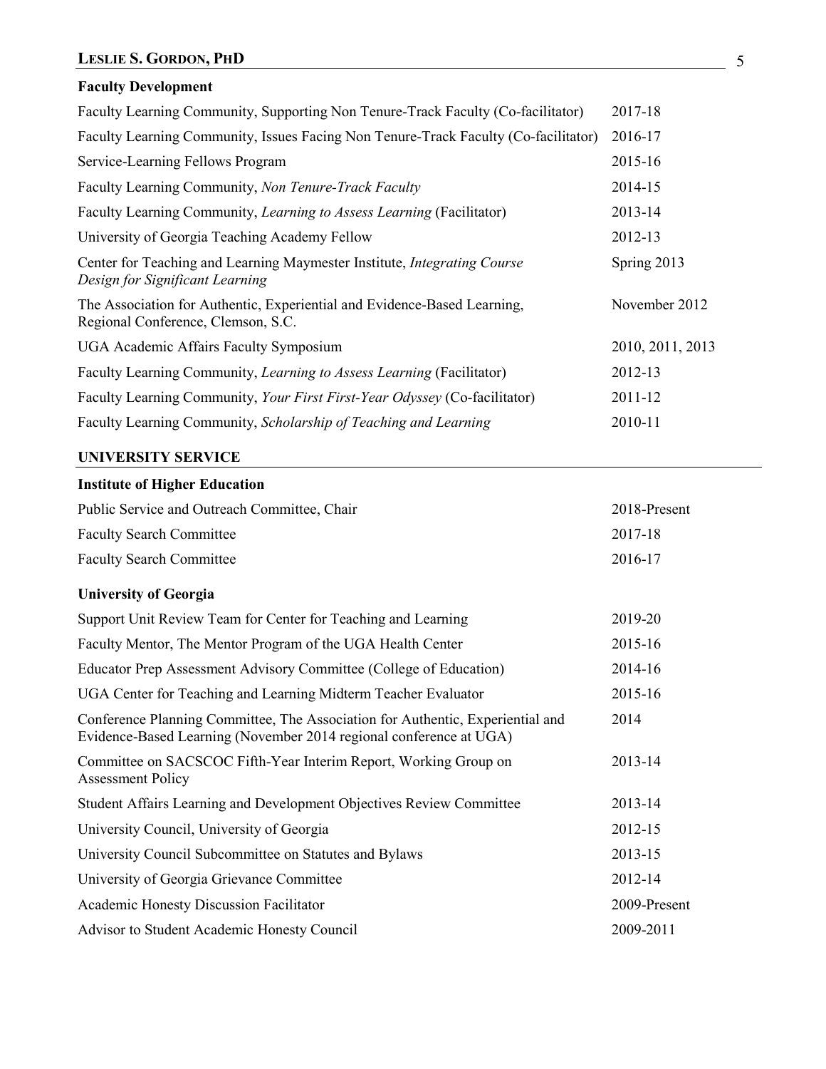### Faculty Development

| | |
|---|---|
| Faculty Learning Community, Supporting Non Tenure-Track Faculty (Co-facilitator) | 2017-18 |
| Faculty Learning Community, Issues Facing Non Tenure-Track Faculty (Co-facilitator) | 2016-17 |
| Service-Learning Fellows Program | 2015-16 |
| Faculty Learning Community, *Non Tenure-Track Faculty* | 2014-15 |
| Faculty Learning Community, *Learning to Assess Learning* (Facilitator) | 2013-14 |
| University of Georgia Teaching Academy Fellow | 2012-13 |
| Center for Teaching and Learning Maymester Institute, *Integrating Course Design for Significant Learning* | Spring 2013 |
| The Association for Authentic, Experiential and Evidence-Based Learning, Regional Conference, Clemson, S.C. | November 2012 |
| UGA Academic Affairs Faculty Symposium | 2010, 2011, 2013 |
| Faculty Learning Community, *Learning to Assess Learning* (Facilitator) | 2012-13 |
| Faculty Learning Community, *Your First First-Year Odyssey* (Co-facilitator) | 2011-12 |
| Faculty Learning Community, *Scholarship of Teaching and Learning* | 2010-11 |

## UNIVERSITY SERVICE

### Institute of Higher Education

| | |
|---|---|
| Public Service and Outreach Committee, Chair | 2018-Present |
| Faculty Search Committee | 2017-18 |
| Faculty Search Committee | 2016-17 |

### University of Georgia

| | |
|---|---|
| Support Unit Review Team for Center for Teaching and Learning | 2019-20 |
| Faculty Mentor, The Mentor Program of the UGA Health Center | 2015-16 |
| Educator Prep Assessment Advisory Committee (College of Education) | 2014-16 |
| UGA Center for Teaching and Learning Midterm Teacher Evaluator | 2015-16 |
| Conference Planning Committee, The Association for Authentic, Experiential and Evidence-Based Learning (November 2014 regional conference at UGA) | 2014 |
| Committee on SACSCOC Fifth-Year Interim Report, Working Group on Assessment Policy | 2013-14 |
| Student Affairs Learning and Development Objectives Review Committee | 2013-14 |
| University Council, University of Georgia | 2012-15 |
| University Council Subcommittee on Statutes and Bylaws | 2013-15 |
| University of Georgia Grievance Committee | 2012-14 |
| Academic Honesty Discussion Facilitator | 2009-Present |
| Advisor to Student Academic Honesty Council | 2009-2011 |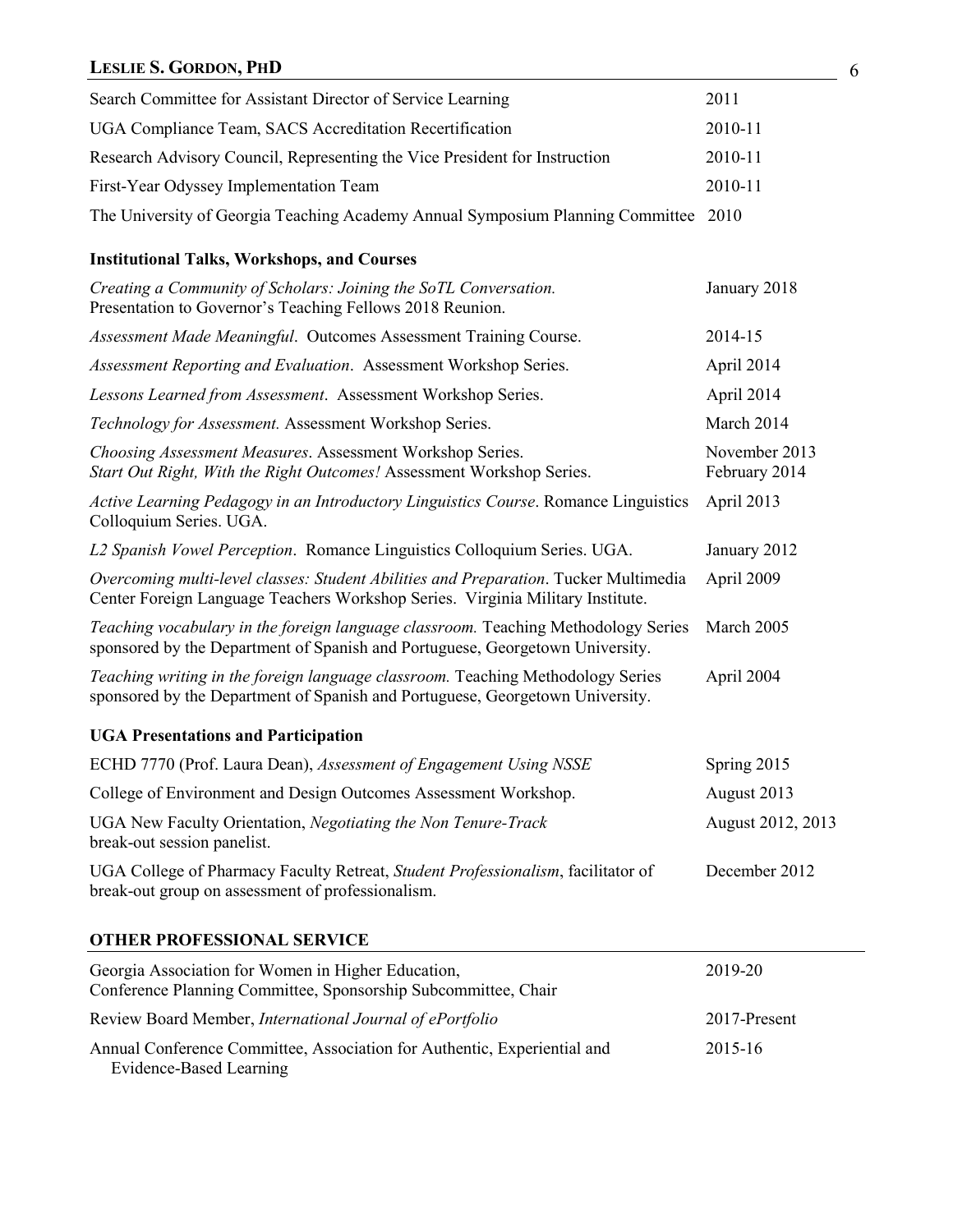| | |
|---|---|
| Search Committee for Assistant Director of Service Learning | 2011 |
| UGA Compliance Team, SACS Accreditation Recertification | 2010-11 |
| Research Advisory Council, Representing the Vice President for Instruction | 2010-11 |
| First-Year Odyssey Implementation Team | 2010-11 |
| The University of Georgia Teaching Academy Annual Symposium Planning Committee | 2010 |

**Institutional Talks, Workshops, and Courses**

| | |
|---|---|
| *Creating a Community of Scholars: Joining the SoTL Conversation.* Presentation to Governor's Teaching Fellows 2018 Reunion. | January 2018 |
| *Assessment Made Meaningful*. Outcomes Assessment Training Course. | 2014-15 |
| *Assessment Reporting and Evaluation*. Assessment Workshop Series. | April 2014 |
| *Lessons Learned from Assessment*. Assessment Workshop Series. | April 2014 |
| *Technology for Assessment.* Assessment Workshop Series. | March 2014 |
| *Choosing Assessment Measures*. Assessment Workshop Series. | November 2013 |
| *Start Out Right, With the Right Outcomes!* Assessment Workshop Series. | February 2014 |
| *Active Learning Pedagogy in an Introductory Linguistics Course*. Romance Linguistics Colloquium Series. UGA. | April 2013 |
| *L2 Spanish Vowel Perception*. Romance Linguistics Colloquium Series. UGA. | January 2012 |
| *Overcoming multi-level classes: Student Abilities and Preparation*. Tucker Multimedia Center Foreign Language Teachers Workshop Series. Virginia Military Institute. | April 2009 |
| *Teaching vocabulary in the foreign language classroom.* Teaching Methodology Series sponsored by the Department of Spanish and Portuguese, Georgetown University. | March 2005 |
| *Teaching writing in the foreign language classroom.* Teaching Methodology Series sponsored by the Department of Spanish and Portuguese, Georgetown University. | April 2004 |

**UGA Presentations and Participation**

| | |
|---|---|
| ECHD 7770 (Prof. Laura Dean), *Assessment of Engagement Using NSSE* | Spring 2015 |
| College of Environment and Design Outcomes Assessment Workshop. | August 2013 |
| UGA New Faculty Orientation, *Negotiating the Non Tenure-Track* break-out session panelist. | August 2012, 2013 |
| UGA College of Pharmacy Faculty Retreat, *Student Professionalism*, facilitator of break-out group on assessment of professionalism. | December 2012 |

## OTHER PROFESSIONAL SERVICE

| | |
|---|---|
| Georgia Association for Women in Higher Education, Conference Planning Committee, Sponsorship Subcommittee, Chair | 2019-20 |
| Review Board Member, *International Journal of ePortfolio* | 2017-Present |
| Annual Conference Committee, Association for Authentic, Experiential and Evidence-Based Learning | 2015-16 |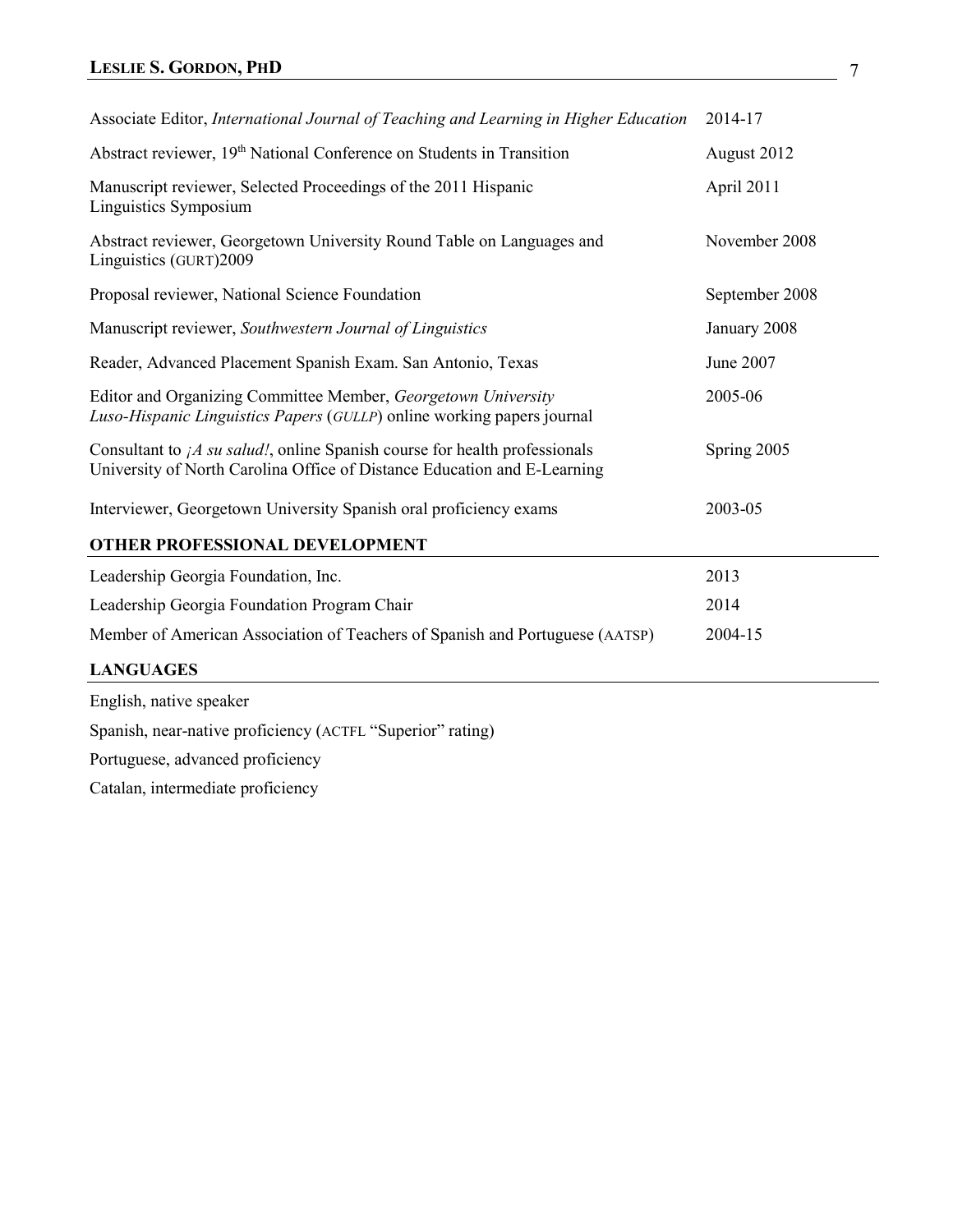| | |
|---|---|
| Associate Editor, *International Journal of Teaching and Learning in Higher Education* | 2014-17 |
| Abstract reviewer, 19th National Conference on Students in Transition | August 2012 |
| Manuscript reviewer, Selected Proceedings of the 2011 Hispanic Linguistics Symposium | April 2011 |
| Abstract reviewer, Georgetown University Round Table on Languages and Linguistics (GURT)2009 | November 2008 |
| Proposal reviewer, National Science Foundation | September 2008 |
| Manuscript reviewer, *Southwestern Journal of Linguistics* | January 2008 |
| Reader, Advanced Placement Spanish Exam. San Antonio, Texas | June 2007 |
| Editor and Organizing Committee Member, *Georgetown University Luso-Hispanic Linguistics Papers* (*GULLP*) online working papers journal | 2005-06 |
| Consultant to *¡A su salud!*, online Spanish course for health professionals University of North Carolina Office of Distance Education and E-Learning | Spring 2005 |
| Interviewer, Georgetown University Spanish oral proficiency exams | 2003-05 |

## OTHER PROFESSIONAL DEVELOPMENT

| | |
|---|---|
| Leadership Georgia Foundation, Inc. | 2013 |
| Leadership Georgia Foundation Program Chair | 2014 |
| Member of American Association of Teachers of Spanish and Portuguese (AATSP) | 2004-15 |

## LANGUAGES

English, native speaker

Spanish, near-native proficiency (ACTFL "Superior" rating)

Portuguese, advanced proficiency

Catalan, intermediate proficiency